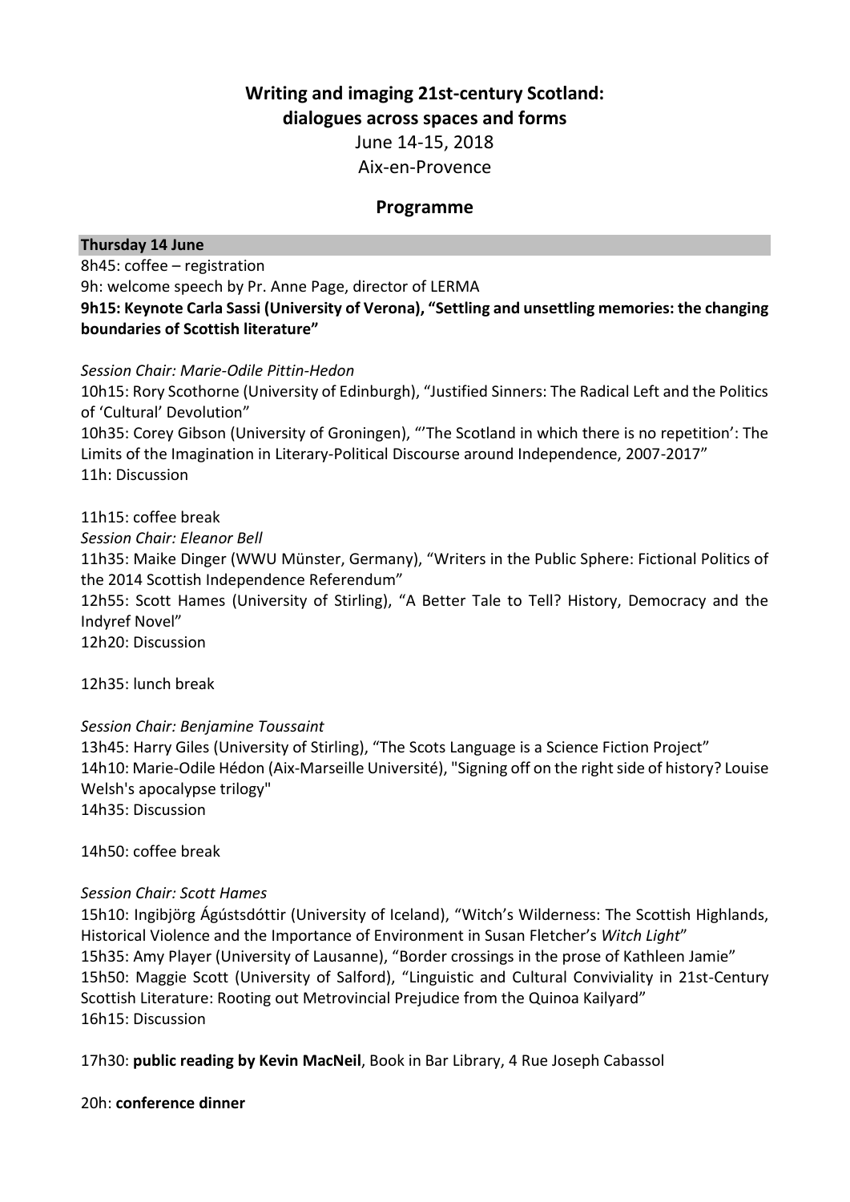# Writing and imaging 21st-century Scotland: dialogues across spaces and forms

June 14-15, 2018

Aix-en-Provence

## Programme

### Thursday 14 June

8h45: coffee – registration

9h: welcome speech by Pr. Anne Page, director of LERMA

**9h15: Keynote Carla Sassi (University of Verona), "Settling and unsettling memories: the changing boundaries of Scottish literature"**

*Session Chair: Marie-Odile Pittin-Hedon*

10h15: Rory Scothorne (University of Edinburgh), "Justified Sinners: The Radical Left and the Politics of 'Cultural' Devolution"

10h35: Corey Gibson (University of Groningen), "'The Scotland in which there is no repetition': The Limits of the Imagination in Literary-Political Discourse around Independence, 2007-2017"

11h: Discussion

11h15: coffee break

*Session Chair: Eleanor Bell*

11h35: Maike Dinger (WWU Münster, Germany), "Writers in the Public Sphere: Fictional Politics of the 2014 Scottish Independence Referendum"

12h55: Scott Hames (University of Stirling), "A Better Tale to Tell? History, Democracy and the Indyref Novel"

12h20: Discussion

12h35: lunch break

*Session Chair: Benjamine Toussaint*

13h45: Harry Giles (University of Stirling), "The Scots Language is a Science Fiction Project"

14h10: Marie-Odile Hédon (Aix-Marseille Université), "Signing off on the right side of history? Louise Welsh's apocalypse trilogy"

14h35: Discussion

14h50: coffee break

*Session Chair: Scott Hames*

15h10: Ingibjörg Ágústsdóttir (University of Iceland), "Witch's Wilderness: The Scottish Highlands, Historical Violence and the Importance of Environment in Susan Fletcher's *Witch Light*"

15h35: Amy Player (University of Lausanne), "Border crossings in the prose of Kathleen Jamie"

15h50: Maggie Scott (University of Salford), "Linguistic and Cultural Conviviality in 21st-Century Scottish Literature: Rooting out Metrovincial Prejudice from the Quinoa Kailyard"

16h15: Discussion

17h30: **public reading by Kevin MacNeil**, Book in Bar Library, 4 Rue Joseph Cabassol

20h: **conference dinner**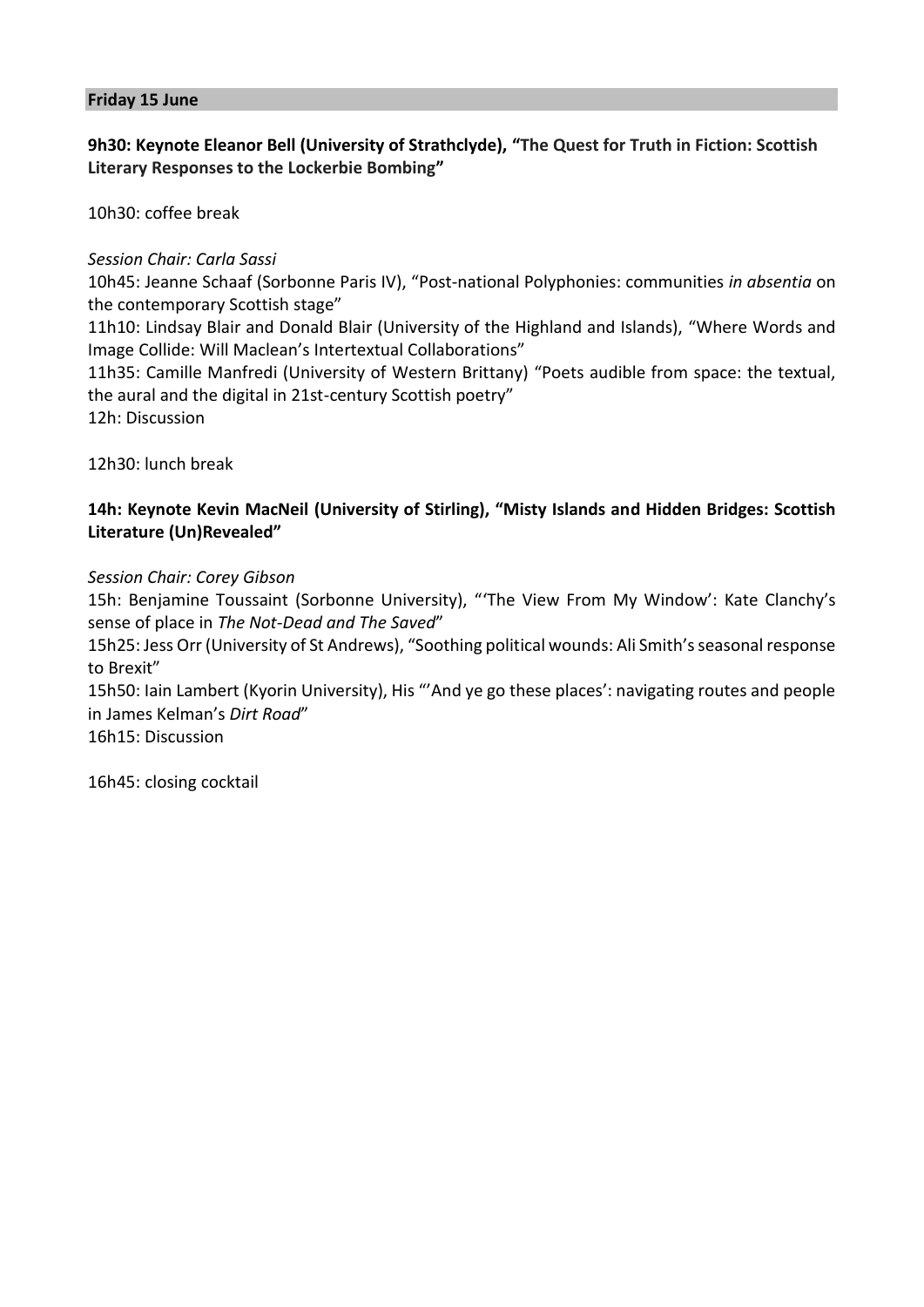**Friday 15 June**

**9h30: Keynote Eleanor Bell (University of Strathclyde), "The Quest for Truth in Fiction: Scottish Literary Responses to the Lockerbie Bombing"**

10h30: coffee break

*Session Chair: Carla Sassi*

10h45: Jeanne Schaaf (Sorbonne Paris IV), "Post-national Polyphonies: communities *in absentia* on the contemporary Scottish stage"

11h10: Lindsay Blair and Donald Blair (University of the Highland and Islands), "Where Words and Image Collide: Will Maclean's Intertextual Collaborations"

11h35: Camille Manfredi (University of Western Brittany) "Poets audible from space: the textual, the aural and the digital in 21st-century Scottish poetry"

12h: Discussion

12h30: lunch break

**14h: Keynote Kevin MacNeil (University of Stirling), "Misty Islands and Hidden Bridges: Scottish Literature (Un)Revealed"**

*Session Chair: Corey Gibson*

15h: Benjamine Toussaint (Sorbonne University), "'The View From My Window': Kate Clanchy's sense of place in *The Not-Dead and The Saved*"

15h25: Jess Orr (University of St Andrews), "Soothing political wounds: Ali Smith's seasonal response to Brexit"

15h50: Iain Lambert (Kyorin University), His "'And ye go these places': navigating routes and people in James Kelman's *Dirt Road*"

16h15: Discussion

16h45: closing cocktail